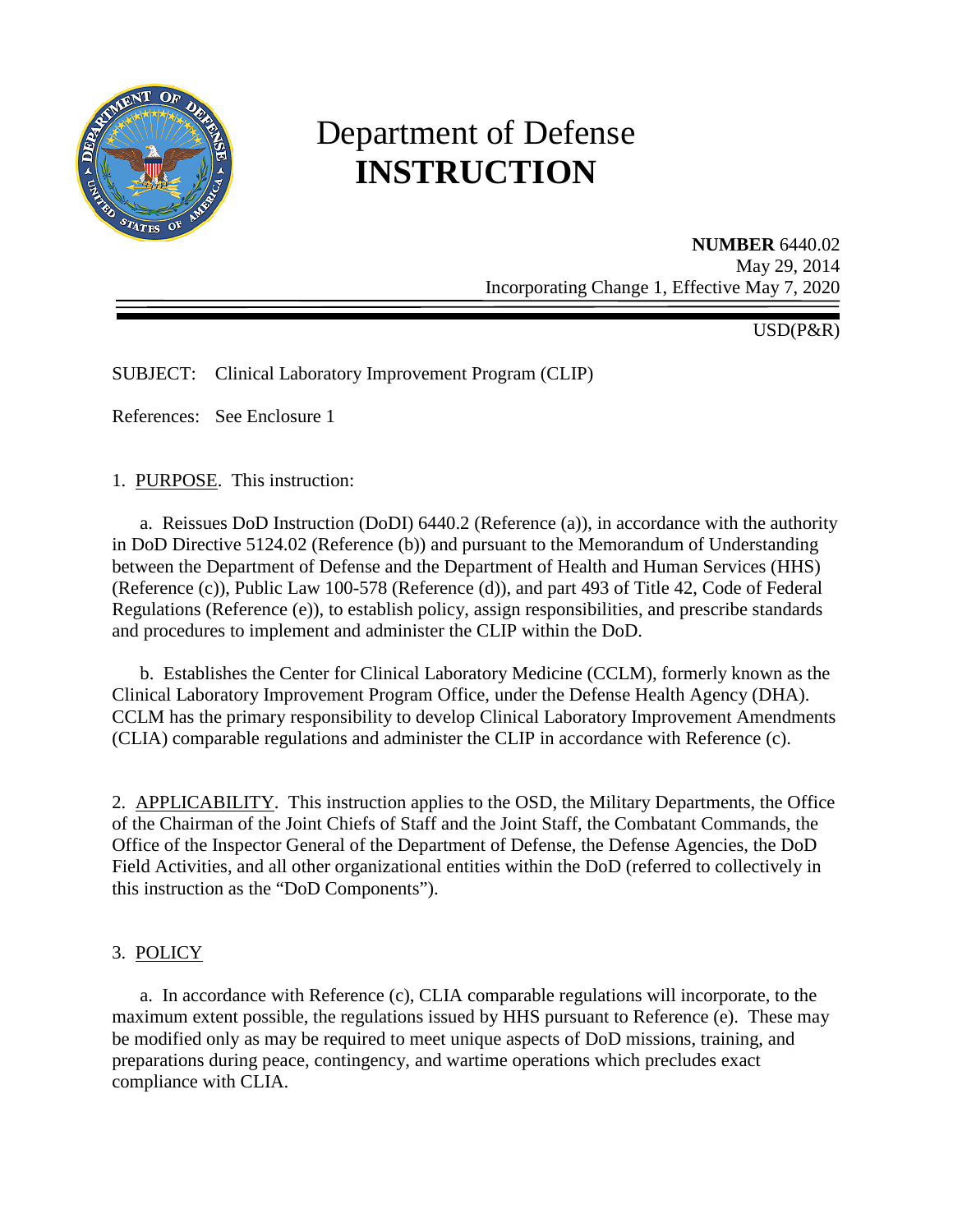# Department of Defense
# **INSTRUCTION**

**NUMBER** 6440.02
May 29, 2014
Incorporating Change 1, Effective May 7, 2020

USD(P&R)

SUBJECT: Clinical Laboratory Improvement Program (CLIP)

References: See Enclosure 1

1. PURPOSE. This instruction:

a. Reissues DoD Instruction (DoDI) 6440.2 (Reference (a)), in accordance with the authority in DoD Directive 5124.02 (Reference (b)) and pursuant to the Memorandum of Understanding between the Department of Defense and the Department of Health and Human Services (HHS) (Reference (c)), Public Law 100-578 (Reference (d)), and part 493 of Title 42, Code of Federal Regulations (Reference (e)), to establish policy, assign responsibilities, and prescribe standards and procedures to implement and administer the CLIP within the DoD.

b. Establishes the Center for Clinical Laboratory Medicine (CCLM), formerly known as the Clinical Laboratory Improvement Program Office, under the Defense Health Agency (DHA). CCLM has the primary responsibility to develop Clinical Laboratory Improvement Amendments (CLIA) comparable regulations and administer the CLIP in accordance with Reference (c).

2. APPLICABILITY. This instruction applies to the OSD, the Military Departments, the Office of the Chairman of the Joint Chiefs of Staff and the Joint Staff, the Combatant Commands, the Office of the Inspector General of the Department of Defense, the Defense Agencies, the DoD Field Activities, and all other organizational entities within the DoD (referred to collectively in this instruction as the "DoD Components").

3. POLICY

a. In accordance with Reference (c), CLIA comparable regulations will incorporate, to the maximum extent possible, the regulations issued by HHS pursuant to Reference (e). These may be modified only as may be required to meet unique aspects of DoD missions, training, and preparations during peace, contingency, and wartime operations which precludes exact compliance with CLIA.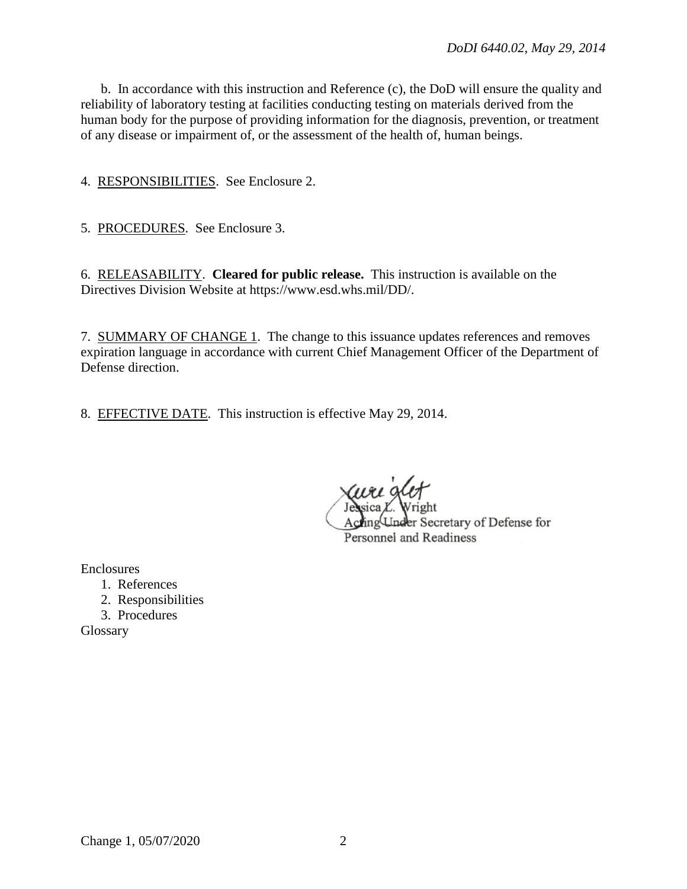b. In accordance with this instruction and Reference (c), the DoD will ensure the quality and reliability of laboratory testing at facilities conducting testing on materials derived from the human body for the purpose of providing information for the diagnosis, prevention, or treatment of any disease or impairment of, or the assessment of the health of, human beings.

4. RESPONSIBILITIES. See Enclosure 2.

5. PROCEDURES. See Enclosure 3.

6. RELEASABILITY. **Cleared for public release.** This instruction is available on the Directives Division Website at https://www.esd.whs.mil/DD/.

7. SUMMARY OF CHANGE 1. The change to this issuance updates references and removes expiration language in accordance with current Chief Management Officer of the Department of Defense direction.

8. EFFECTIVE DATE. This instruction is effective May 29, 2014.

Jessica L. Wright
Acting Under Secretary of Defense for
Personnel and Readiness

Enclosures
1. References
2. Responsibilities
3. Procedures

Glossary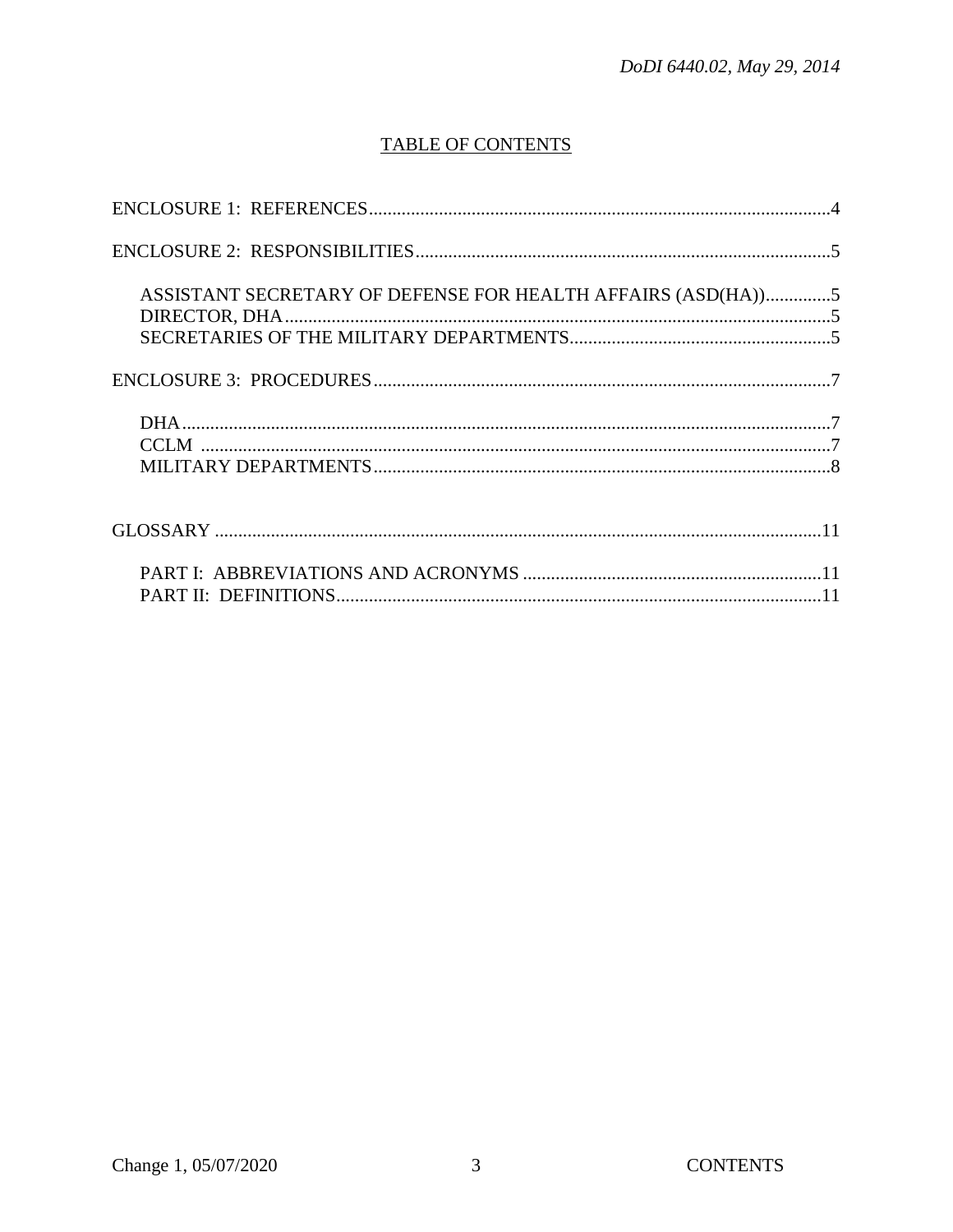## TABLE OF CONTENTS

ENCLOSURE 1: REFERENCES..................................................................................................4

ENCLOSURE 2: RESPONSIBILITIES.........................................................................................5

- ASSISTANT SECRETARY OF DEFENSE FOR HEALTH AFFAIRS (ASD(HA))..............5
- DIRECTOR, DHA......................................................................................................................5
- SECRETARIES OF THE MILITARY DEPARTMENTS........................................................5

ENCLOSURE 3: PROCEDURES.................................................................................................7

- DHA..........................................................................................................................................7
- CCLM .......................................................................................................................................7
- MILITARY DEPARTMENTS..................................................................................................8

GLOSSARY .................................................................................................................................11

- PART I: ABBREVIATIONS AND ACRONYMS ................................................................11
- PART II: DEFINITIONS........................................................................................................11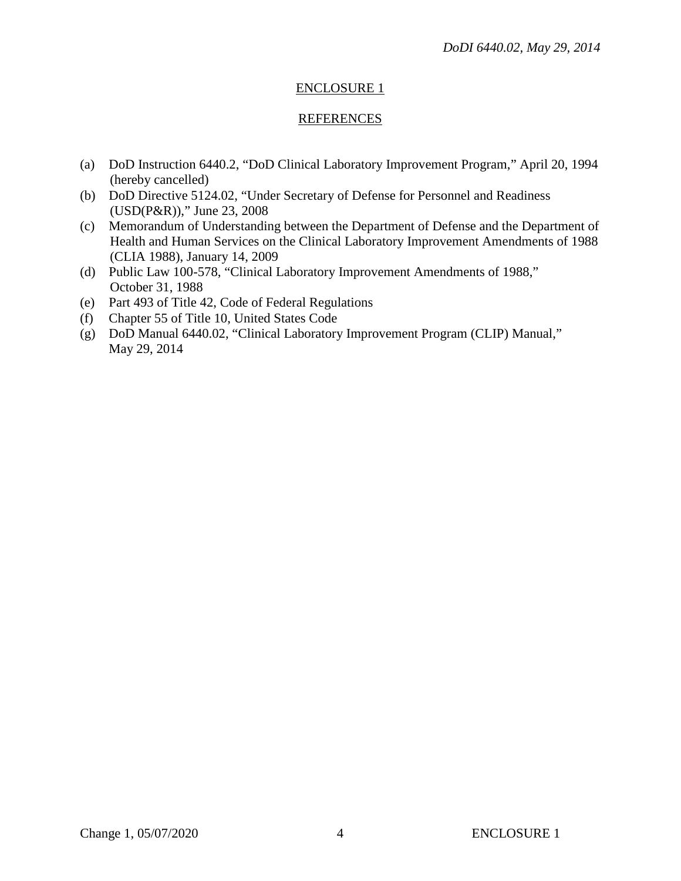## ENCLOSURE 1

## REFERENCES

(a) DoD Instruction 6440.2, "DoD Clinical Laboratory Improvement Program," April 20, 1994 (hereby cancelled)
(b) DoD Directive 5124.02, "Under Secretary of Defense for Personnel and Readiness (USD(P&R))," June 23, 2008
(c) Memorandum of Understanding between the Department of Defense and the Department of Health and Human Services on the Clinical Laboratory Improvement Amendments of 1988 (CLIA 1988), January 14, 2009
(d) Public Law 100-578, "Clinical Laboratory Improvement Amendments of 1988," October 31, 1988
(e) Part 493 of Title 42, Code of Federal Regulations
(f) Chapter 55 of Title 10, United States Code
(g) DoD Manual 6440.02, "Clinical Laboratory Improvement Program (CLIP) Manual," May 29, 2014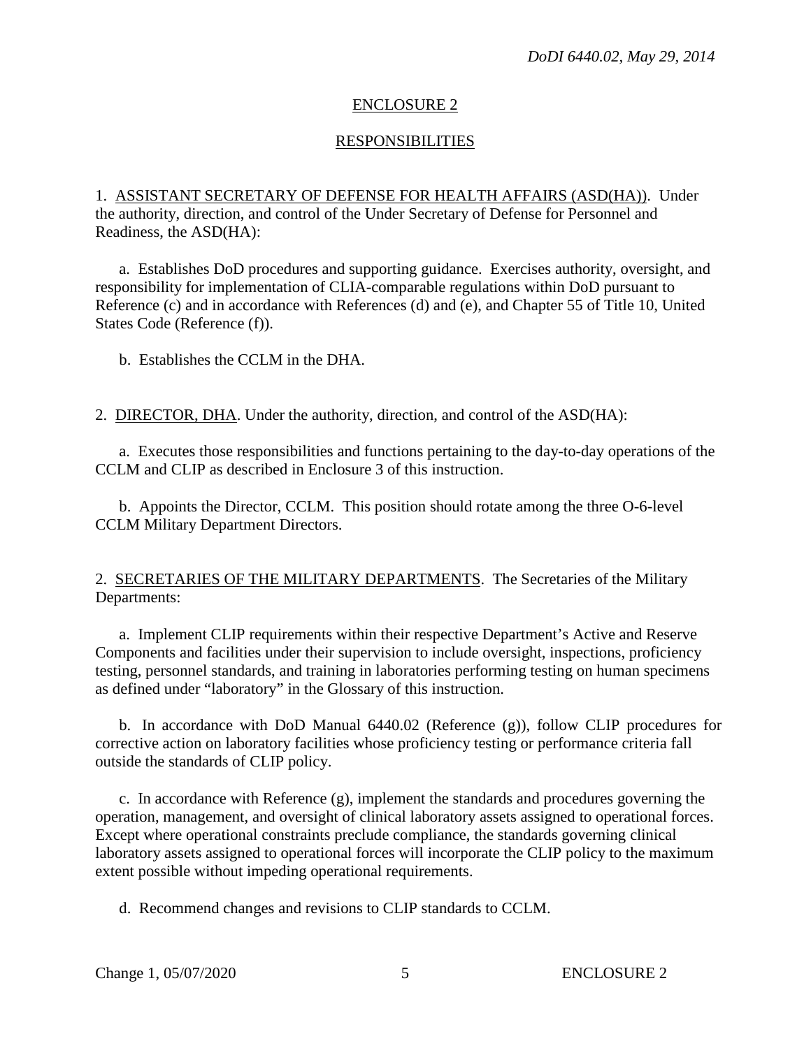## ENCLOSURE 2

## RESPONSIBILITIES

1. ASSISTANT SECRETARY OF DEFENSE FOR HEALTH AFFAIRS (ASD(HA)). Under the authority, direction, and control of the Under Secretary of Defense for Personnel and Readiness, the ASD(HA):

a. Establishes DoD procedures and supporting guidance. Exercises authority, oversight, and responsibility for implementation of CLIA-comparable regulations within DoD pursuant to Reference (c) and in accordance with References (d) and (e), and Chapter 55 of Title 10, United States Code (Reference (f)).

b. Establishes the CCLM in the DHA.

2. DIRECTOR, DHA. Under the authority, direction, and control of the ASD(HA):

a. Executes those responsibilities and functions pertaining to the day-to-day operations of the CCLM and CLIP as described in Enclosure 3 of this instruction.

b. Appoints the Director, CCLM. This position should rotate among the three O-6-level CCLM Military Department Directors.

2. SECRETARIES OF THE MILITARY DEPARTMENTS. The Secretaries of the Military Departments:

a. Implement CLIP requirements within their respective Department's Active and Reserve Components and facilities under their supervision to include oversight, inspections, proficiency testing, personnel standards, and training in laboratories performing testing on human specimens as defined under "laboratory" in the Glossary of this instruction.

b. In accordance with DoD Manual 6440.02 (Reference (g)), follow CLIP procedures for corrective action on laboratory facilities whose proficiency testing or performance criteria fall outside the standards of CLIP policy.

c. In accordance with Reference (g), implement the standards and procedures governing the operation, management, and oversight of clinical laboratory assets assigned to operational forces. Except where operational constraints preclude compliance, the standards governing clinical laboratory assets assigned to operational forces will incorporate the CLIP policy to the maximum extent possible without impeding operational requirements.

d. Recommend changes and revisions to CLIP standards to CCLM.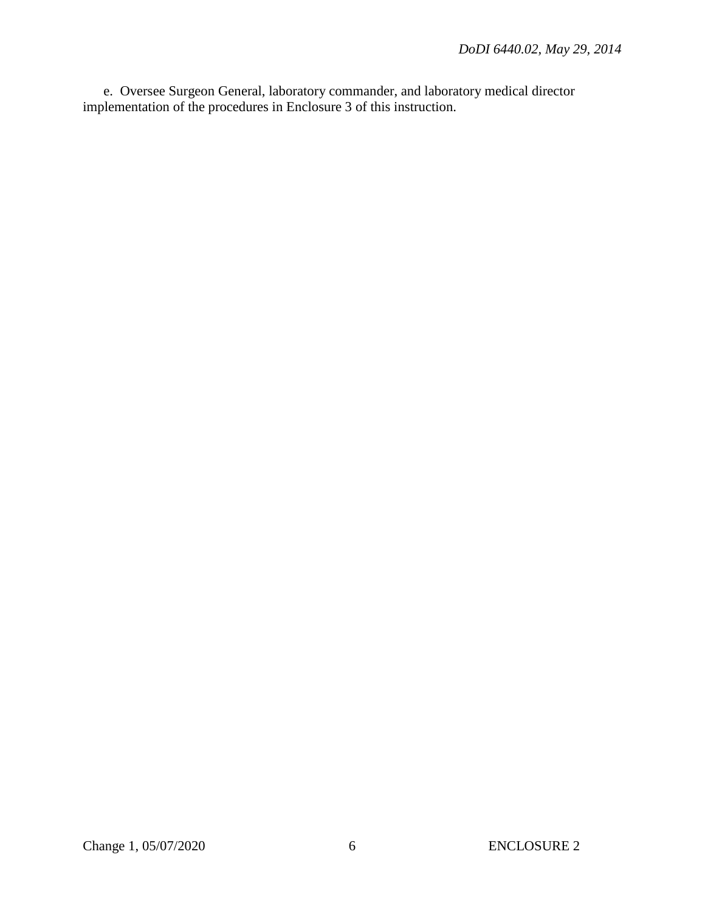e. Oversee Surgeon General, laboratory commander, and laboratory medical director implementation of the procedures in Enclosure 3 of this instruction.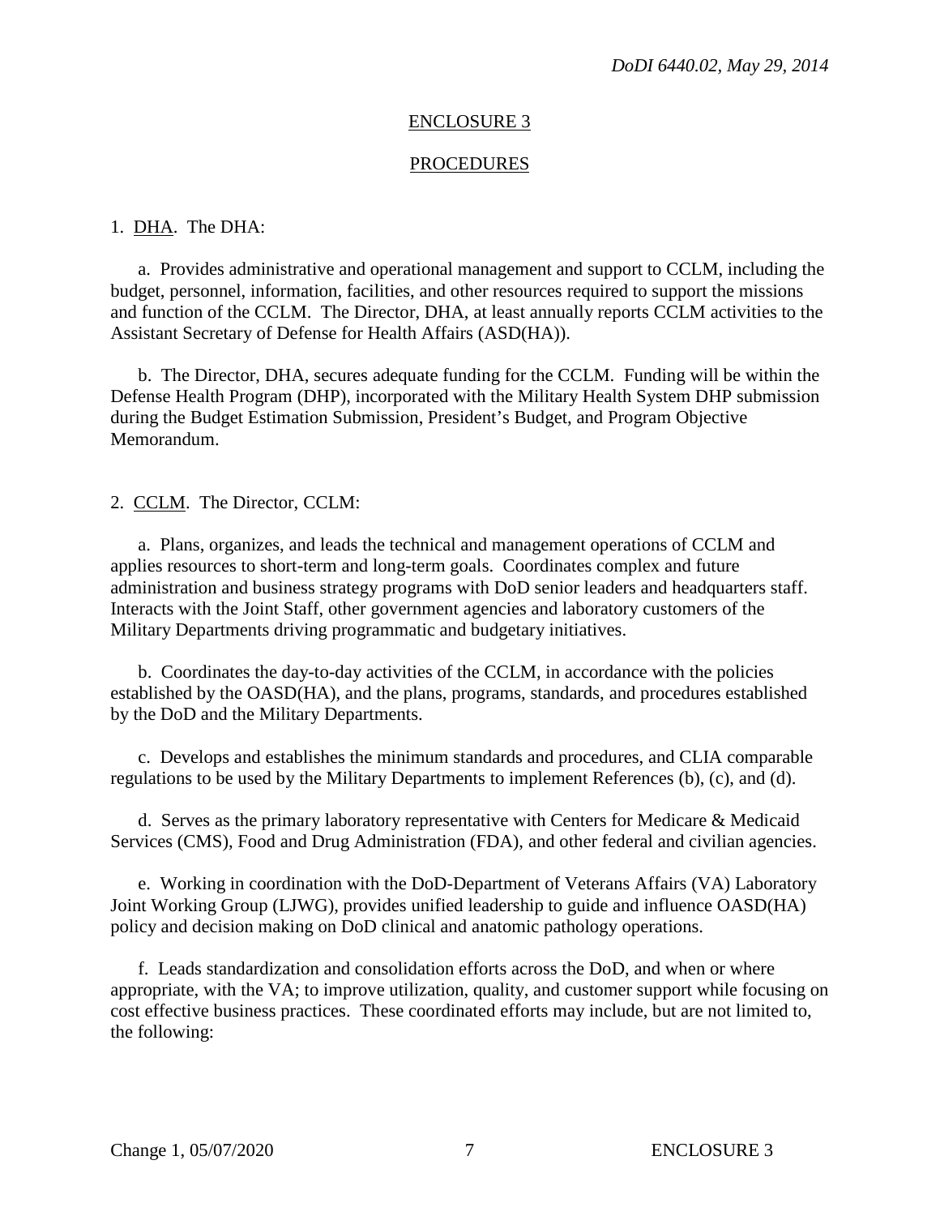## ENCLOSURE 3

## PROCEDURES

1. DHA. The DHA:

a. Provides administrative and operational management and support to CCLM, including the budget, personnel, information, facilities, and other resources required to support the missions and function of the CCLM. The Director, DHA, at least annually reports CCLM activities to the Assistant Secretary of Defense for Health Affairs (ASD(HA)).

b. The Director, DHA, secures adequate funding for the CCLM. Funding will be within the Defense Health Program (DHP), incorporated with the Military Health System DHP submission during the Budget Estimation Submission, President's Budget, and Program Objective Memorandum.

2. CCLM. The Director, CCLM:

a. Plans, organizes, and leads the technical and management operations of CCLM and applies resources to short-term and long-term goals. Coordinates complex and future administration and business strategy programs with DoD senior leaders and headquarters staff. Interacts with the Joint Staff, other government agencies and laboratory customers of the Military Departments driving programmatic and budgetary initiatives.

b. Coordinates the day-to-day activities of the CCLM, in accordance with the policies established by the OASD(HA), and the plans, programs, standards, and procedures established by the DoD and the Military Departments.

c. Develops and establishes the minimum standards and procedures, and CLIA comparable regulations to be used by the Military Departments to implement References (b), (c), and (d).

d. Serves as the primary laboratory representative with Centers for Medicare & Medicaid Services (CMS), Food and Drug Administration (FDA), and other federal and civilian agencies.

e. Working in coordination with the DoD-Department of Veterans Affairs (VA) Laboratory Joint Working Group (LJWG), provides unified leadership to guide and influence OASD(HA) policy and decision making on DoD clinical and anatomic pathology operations.

f. Leads standardization and consolidation efforts across the DoD, and when or where appropriate, with the VA; to improve utilization, quality, and customer support while focusing on cost effective business practices. These coordinated efforts may include, but are not limited to, the following: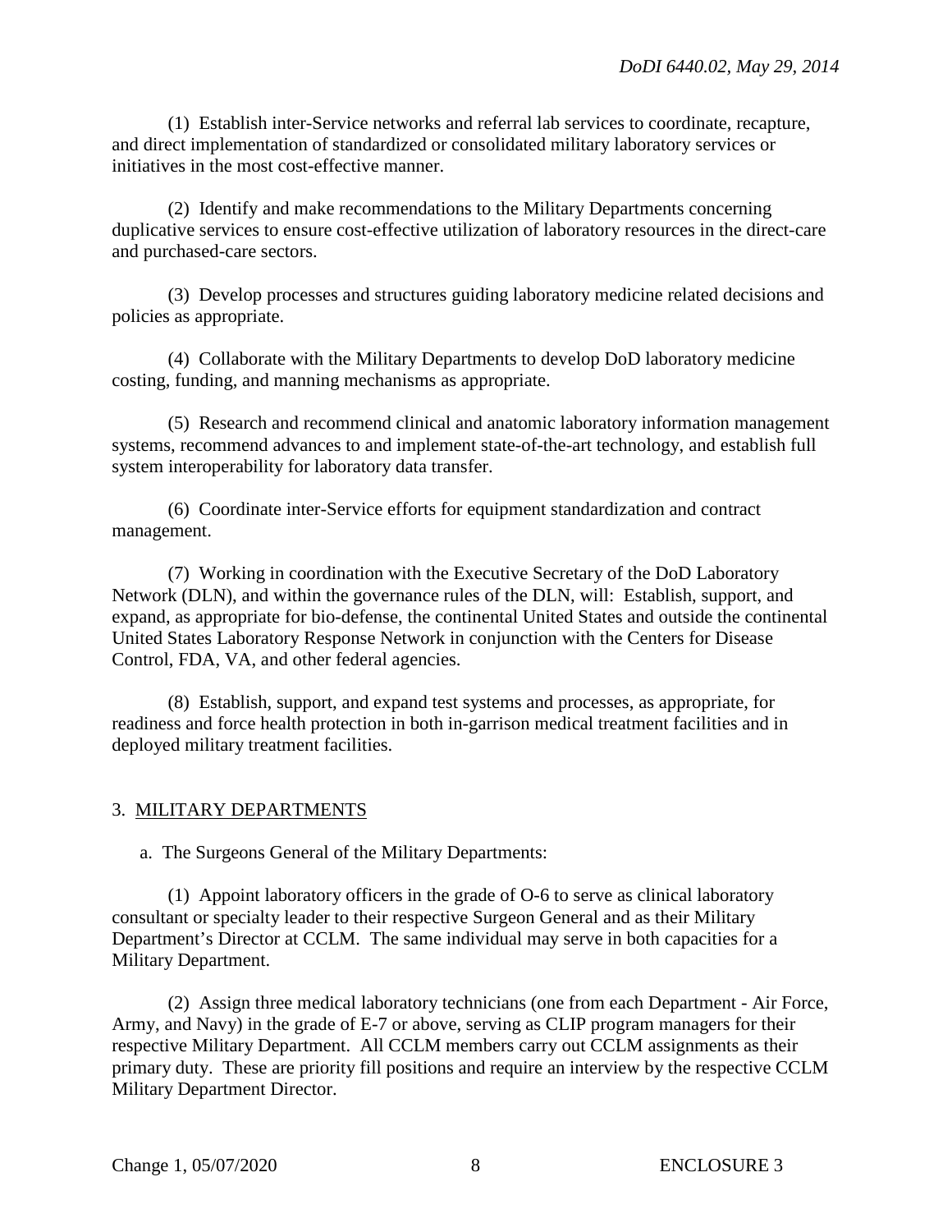(1) Establish inter-Service networks and referral lab services to coordinate, recapture, and direct implementation of standardized or consolidated military laboratory services or initiatives in the most cost-effective manner.

(2) Identify and make recommendations to the Military Departments concerning duplicative services to ensure cost-effective utilization of laboratory resources in the direct-care and purchased-care sectors.

(3) Develop processes and structures guiding laboratory medicine related decisions and policies as appropriate.

(4) Collaborate with the Military Departments to develop DoD laboratory medicine costing, funding, and manning mechanisms as appropriate.

(5) Research and recommend clinical and anatomic laboratory information management systems, recommend advances to and implement state-of-the-art technology, and establish full system interoperability for laboratory data transfer.

(6) Coordinate inter-Service efforts for equipment standardization and contract management.

(7) Working in coordination with the Executive Secretary of the DoD Laboratory Network (DLN), and within the governance rules of the DLN, will: Establish, support, and expand, as appropriate for bio-defense, the continental United States and outside the continental United States Laboratory Response Network in conjunction with the Centers for Disease Control, FDA, VA, and other federal agencies.

(8) Establish, support, and expand test systems and processes, as appropriate, for readiness and force health protection in both in-garrison medical treatment facilities and in deployed military treatment facilities.

3. MILITARY DEPARTMENTS

a. The Surgeons General of the Military Departments:

(1) Appoint laboratory officers in the grade of O-6 to serve as clinical laboratory consultant or specialty leader to their respective Surgeon General and as their Military Department's Director at CCLM. The same individual may serve in both capacities for a Military Department.

(2) Assign three medical laboratory technicians (one from each Department - Air Force, Army, and Navy) in the grade of E-7 or above, serving as CLIP program managers for their respective Military Department. All CCLM members carry out CCLM assignments as their primary duty. These are priority fill positions and require an interview by the respective CCLM Military Department Director.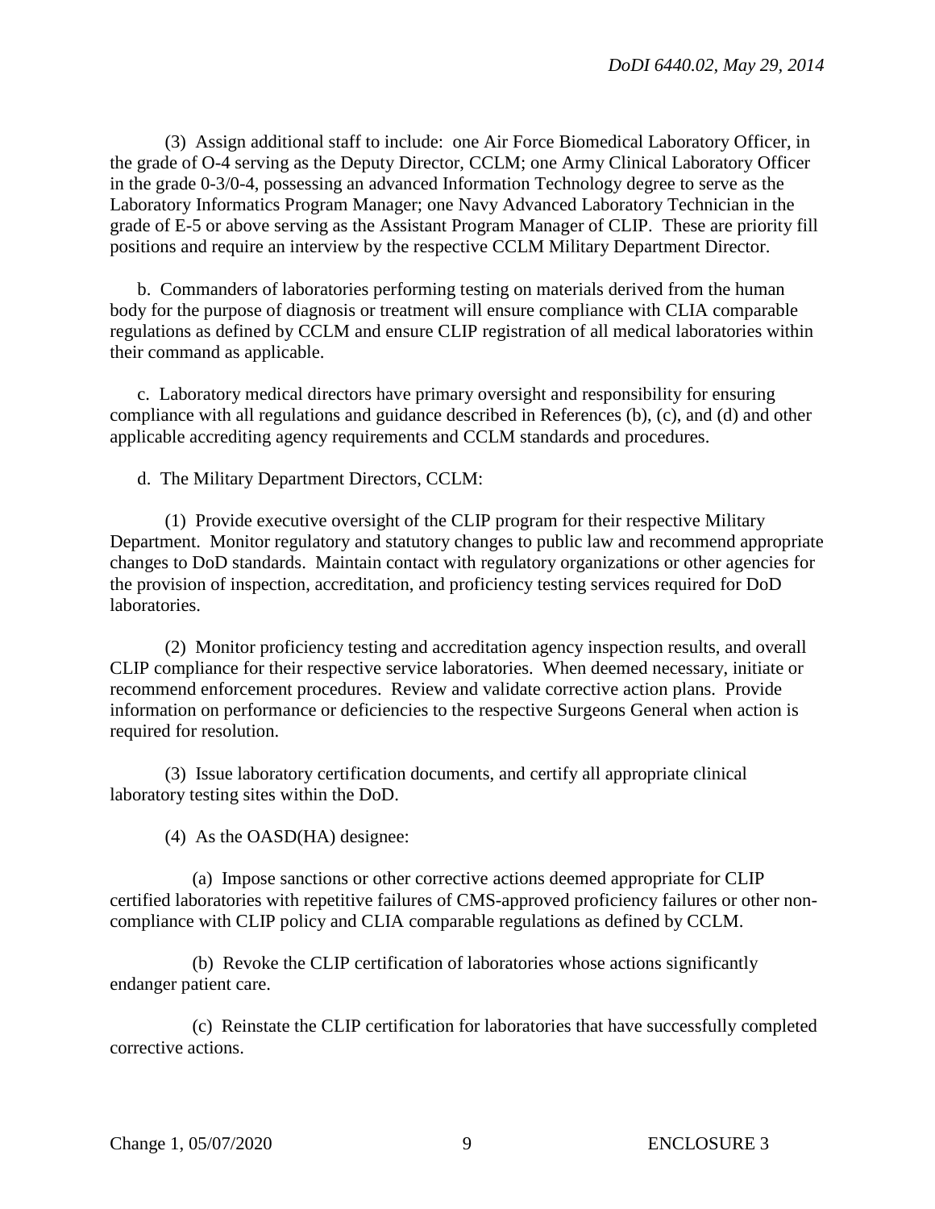(3) Assign additional staff to include: one Air Force Biomedical Laboratory Officer, in the grade of O-4 serving as the Deputy Director, CCLM; one Army Clinical Laboratory Officer in the grade 0-3/0-4, possessing an advanced Information Technology degree to serve as the Laboratory Informatics Program Manager; one Navy Advanced Laboratory Technician in the grade of E-5 or above serving as the Assistant Program Manager of CLIP. These are priority fill positions and require an interview by the respective CCLM Military Department Director.

b. Commanders of laboratories performing testing on materials derived from the human body for the purpose of diagnosis or treatment will ensure compliance with CLIA comparable regulations as defined by CCLM and ensure CLIP registration of all medical laboratories within their command as applicable.

c. Laboratory medical directors have primary oversight and responsibility for ensuring compliance with all regulations and guidance described in References (b), (c), and (d) and other applicable accrediting agency requirements and CCLM standards and procedures.

d. The Military Department Directors, CCLM:

(1) Provide executive oversight of the CLIP program for their respective Military Department. Monitor regulatory and statutory changes to public law and recommend appropriate changes to DoD standards. Maintain contact with regulatory organizations or other agencies for the provision of inspection, accreditation, and proficiency testing services required for DoD laboratories.

(2) Monitor proficiency testing and accreditation agency inspection results, and overall CLIP compliance for their respective service laboratories. When deemed necessary, initiate or recommend enforcement procedures. Review and validate corrective action plans. Provide information on performance or deficiencies to the respective Surgeons General when action is required for resolution.

(3) Issue laboratory certification documents, and certify all appropriate clinical laboratory testing sites within the DoD.

(4) As the OASD(HA) designee:

(a) Impose sanctions or other corrective actions deemed appropriate for CLIP certified laboratories with repetitive failures of CMS-approved proficiency failures or other non-compliance with CLIP policy and CLIA comparable regulations as defined by CCLM.

(b) Revoke the CLIP certification of laboratories whose actions significantly endanger patient care.

(c) Reinstate the CLIP certification for laboratories that have successfully completed corrective actions.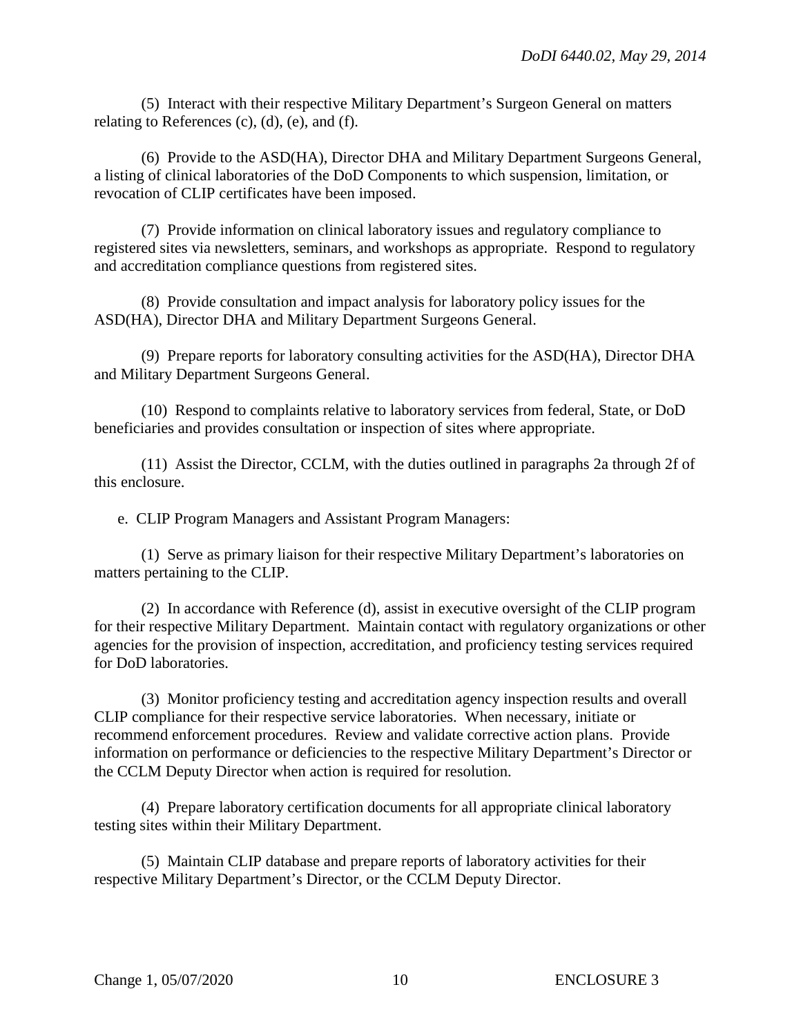(5) Interact with their respective Military Department's Surgeon General on matters relating to References (c), (d), (e), and (f).

(6) Provide to the ASD(HA), Director DHA and Military Department Surgeons General, a listing of clinical laboratories of the DoD Components to which suspension, limitation, or revocation of CLIP certificates have been imposed.

(7) Provide information on clinical laboratory issues and regulatory compliance to registered sites via newsletters, seminars, and workshops as appropriate. Respond to regulatory and accreditation compliance questions from registered sites.

(8) Provide consultation and impact analysis for laboratory policy issues for the ASD(HA), Director DHA and Military Department Surgeons General.

(9) Prepare reports for laboratory consulting activities for the ASD(HA), Director DHA and Military Department Surgeons General.

(10) Respond to complaints relative to laboratory services from federal, State, or DoD beneficiaries and provides consultation or inspection of sites where appropriate.

(11) Assist the Director, CCLM, with the duties outlined in paragraphs 2a through 2f of this enclosure.

e. CLIP Program Managers and Assistant Program Managers:

(1) Serve as primary liaison for their respective Military Department's laboratories on matters pertaining to the CLIP.

(2) In accordance with Reference (d), assist in executive oversight of the CLIP program for their respective Military Department. Maintain contact with regulatory organizations or other agencies for the provision of inspection, accreditation, and proficiency testing services required for DoD laboratories.

(3) Monitor proficiency testing and accreditation agency inspection results and overall CLIP compliance for their respective service laboratories. When necessary, initiate or recommend enforcement procedures. Review and validate corrective action plans. Provide information on performance or deficiencies to the respective Military Department's Director or the CCLM Deputy Director when action is required for resolution.

(4) Prepare laboratory certification documents for all appropriate clinical laboratory testing sites within their Military Department.

(5) Maintain CLIP database and prepare reports of laboratory activities for their respective Military Department's Director, or the CCLM Deputy Director.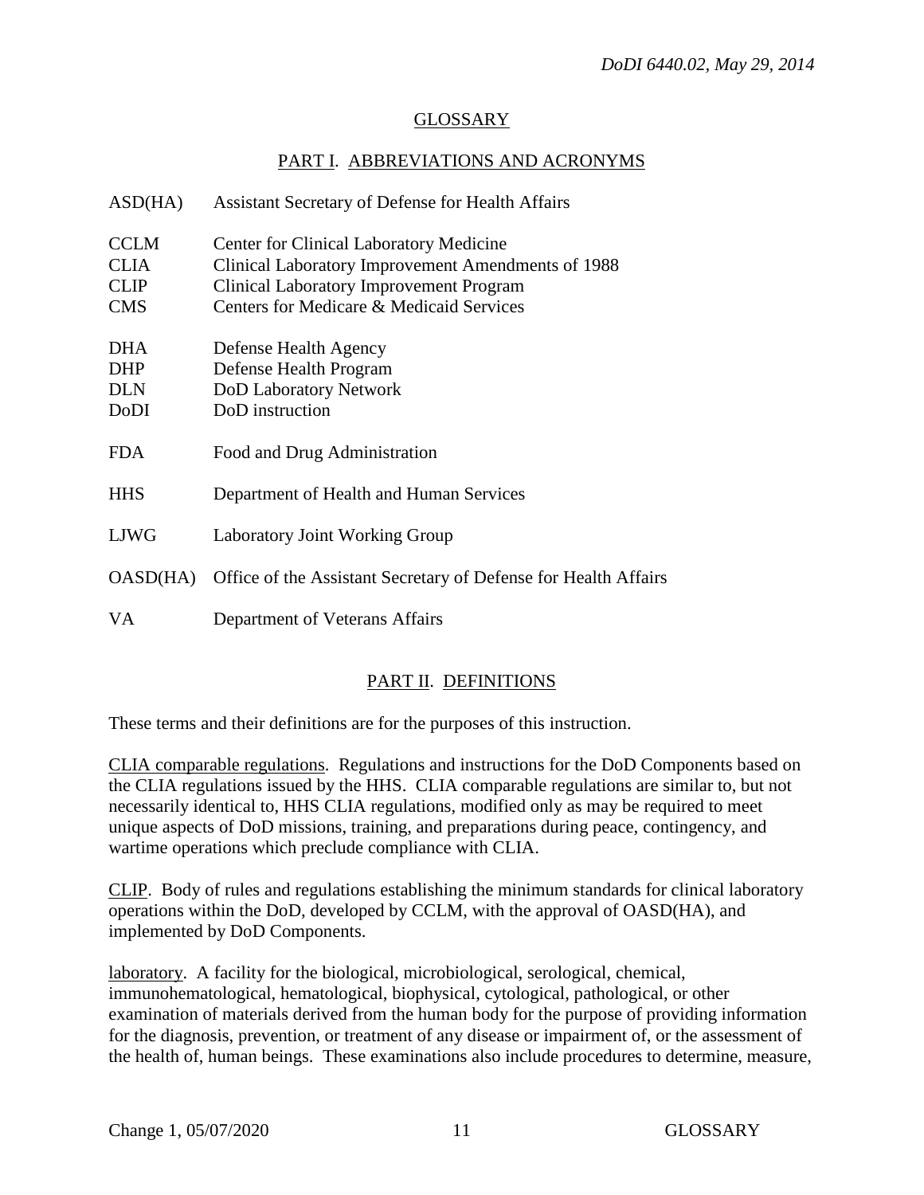## GLOSSARY

### PART I. ABBREVIATIONS AND ACRONYMS

| | |
|---|---|
| ASD(HA) | Assistant Secretary of Defense for Health Affairs |
| CCLM | Center for Clinical Laboratory Medicine |
| CLIA | Clinical Laboratory Improvement Amendments of 1988 |
| CLIP | Clinical Laboratory Improvement Program |
| CMS | Centers for Medicare & Medicaid Services |
| DHA | Defense Health Agency |
| DHP | Defense Health Program |
| DLN | DoD Laboratory Network |
| DoDI | DoD instruction |
| FDA | Food and Drug Administration |
| HHS | Department of Health and Human Services |
| LJWG | Laboratory Joint Working Group |
| OASD(HA) | Office of the Assistant Secretary of Defense for Health Affairs |
| VA | Department of Veterans Affairs |

### PART II. DEFINITIONS

These terms and their definitions are for the purposes of this instruction.

CLIA comparable regulations. Regulations and instructions for the DoD Components based on the CLIA regulations issued by the HHS. CLIA comparable regulations are similar to, but not necessarily identical to, HHS CLIA regulations, modified only as may be required to meet unique aspects of DoD missions, training, and preparations during peace, contingency, and wartime operations which preclude compliance with CLIA.

CLIP. Body of rules and regulations establishing the minimum standards for clinical laboratory operations within the DoD, developed by CCLM, with the approval of OASD(HA), and implemented by DoD Components.

laboratory. A facility for the biological, microbiological, serological, chemical, immunohematological, hematological, biophysical, cytological, pathological, or other examination of materials derived from the human body for the purpose of providing information for the diagnosis, prevention, or treatment of any disease or impairment of, or the assessment of the health of, human beings. These examinations also include procedures to determine, measure,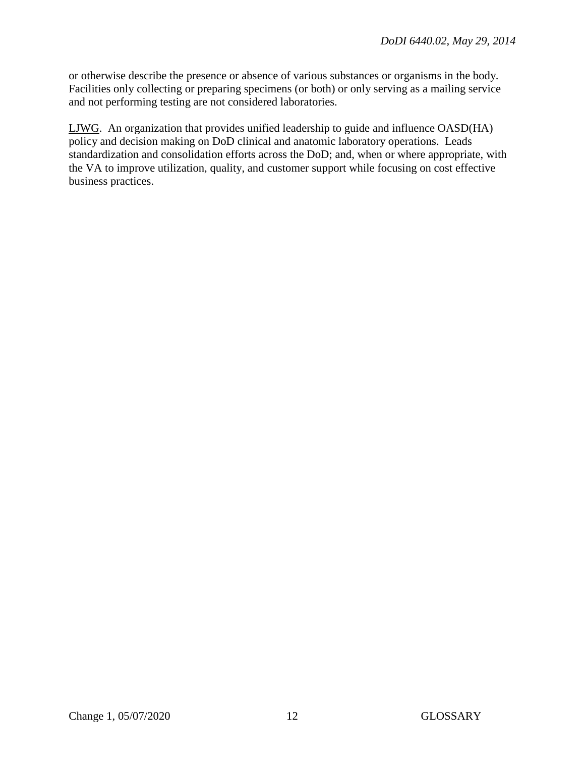or otherwise describe the presence or absence of various substances or organisms in the body. Facilities only collecting or preparing specimens (or both) or only serving as a mailing service and not performing testing are not considered laboratories.

LJWG. An organization that provides unified leadership to guide and influence OASD(HA) policy and decision making on DoD clinical and anatomic laboratory operations. Leads standardization and consolidation efforts across the DoD; and, when or where appropriate, with the VA to improve utilization, quality, and customer support while focusing on cost effective business practices.